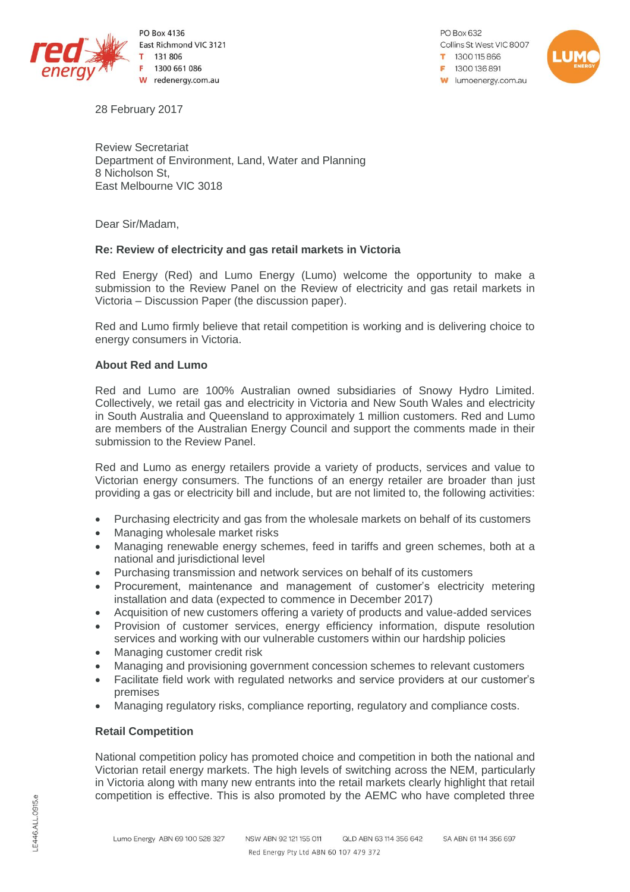PO Box 4136
East Richmond VIC 3121
T 131 806
F 1300 661 086
W redenergy.com.au

PO Box 632
Collins St West VIC 8007
T 1300 115 866
F 1300 136 891
W lumoenergy.com.au

28 February 2017

Review Secretariat
Department of Environment, Land, Water and Planning
8 Nicholson St,
East Melbourne VIC 3018

Dear Sir/Madam,

**Re: Review of electricity and gas retail markets in Victoria**

Red Energy (Red) and Lumo Energy (Lumo) welcome the opportunity to make a submission to the Review Panel on the Review of electricity and gas retail markets in Victoria – Discussion Paper (the discussion paper).

Red and Lumo firmly believe that retail competition is working and is delivering choice to energy consumers in Victoria.

**About Red and Lumo**

Red and Lumo are 100% Australian owned subsidiaries of Snowy Hydro Limited. Collectively, we retail gas and electricity in Victoria and New South Wales and electricity in South Australia and Queensland to approximately 1 million customers. Red and Lumo are members of the Australian Energy Council and support the comments made in their submission to the Review Panel.

Red and Lumo as energy retailers provide a variety of products, services and value to Victorian energy consumers. The functions of an energy retailer are broader than just providing a gas or electricity bill and include, but are not limited to, the following activities:

- Purchasing electricity and gas from the wholesale markets on behalf of its customers
- Managing wholesale market risks
- Managing renewable energy schemes, feed in tariffs and green schemes, both at a national and jurisdictional level
- Purchasing transmission and network services on behalf of its customers
- Procurement, maintenance and management of customer's electricity metering installation and data (expected to commence in December 2017)
- Acquisition of new customers offering a variety of products and value-added services
- Provision of customer services, energy efficiency information, dispute resolution services and working with our vulnerable customers within our hardship policies
- Managing customer credit risk
- Managing and provisioning government concession schemes to relevant customers
- Facilitate field work with regulated networks and service providers at our customer's premises
- Managing regulatory risks, compliance reporting, regulatory and compliance costs.

**Retail Competition**

National competition policy has promoted choice and competition in both the national and Victorian retail energy markets. The high levels of switching across the NEM, particularly in Victoria along with many new entrants into the retail markets clearly highlight that retail competition is effective. This is also promoted by the AEMC who have completed three

Lumo Energy ABN 69 100 528 327 NSW ABN 92 121 155 011 QLD ABN 63 114 356 642 SA ABN 61 114 356 697
Red Energy Pty Ltd ABN 60 107 479 372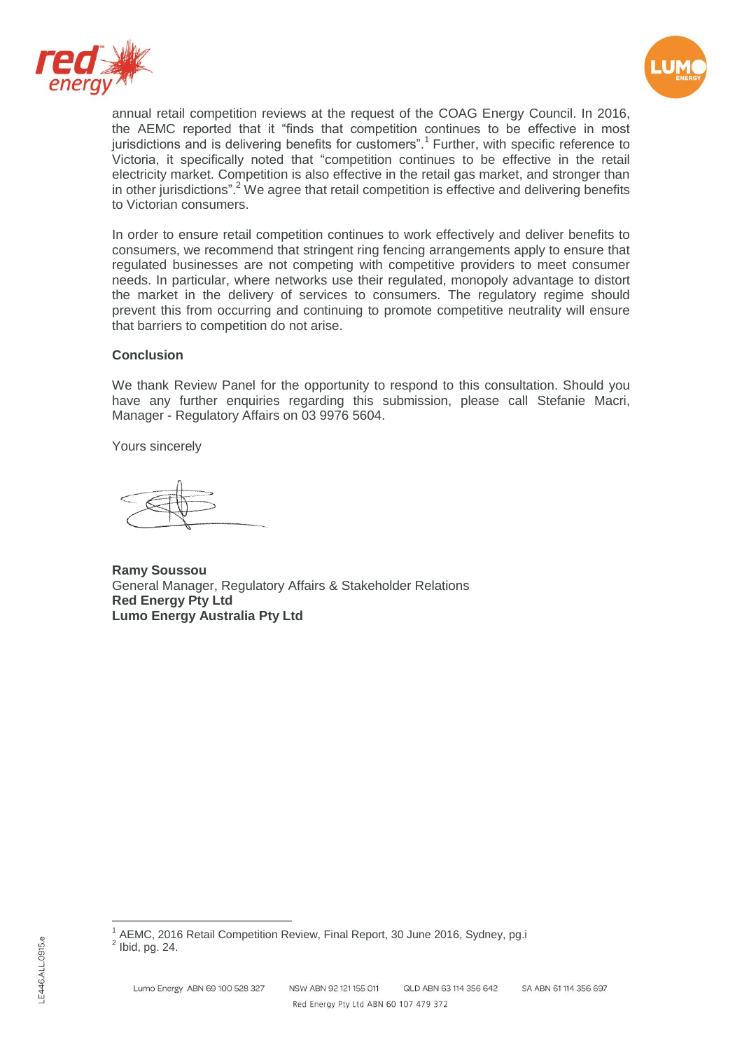annual retail competition reviews at the request of the COAG Energy Council. In 2016, the AEMC reported that it "finds that competition continues to be effective in most jurisdictions and is delivering benefits for customers".[1] Further, with specific reference to Victoria, it specifically noted that "competition continues to be effective in the retail electricity market. Competition is also effective in the retail gas market, and stronger than in other jurisdictions".[2] We agree that retail competition is effective and delivering benefits to Victorian consumers.

In order to ensure retail competition continues to work effectively and deliver benefits to consumers, we recommend that stringent ring fencing arrangements apply to ensure that regulated businesses are not competing with competitive providers to meet consumer needs. In particular, where networks use their regulated, monopoly advantage to distort the market in the delivery of services to consumers. The regulatory regime should prevent this from occurring and continuing to promote competitive neutrality will ensure that barriers to competition do not arise.

**Conclusion**

We thank Review Panel for the opportunity to respond to this consultation. Should you have any further enquiries regarding this submission, please call Stefanie Macri, Manager - Regulatory Affairs on 03 9976 5604.

Yours sincerely

**Ramy Soussou**
General Manager, Regulatory Affairs & Stakeholder Relations
**Red Energy Pty Ltd**
**Lumo Energy Australia Pty Ltd**

[1] AEMC, 2016 Retail Competition Review, Final Report, 30 June 2016, Sydney, pg.i
[2] Ibid, pg. 24.

Lumo Energy ABN 69 100 528 327 NSW ABN 92 121 155 011 QLD ABN 63 114 356 642 SA ABN 61 114 356 697
Red Energy Pty Ltd ABN 60 107 479 372